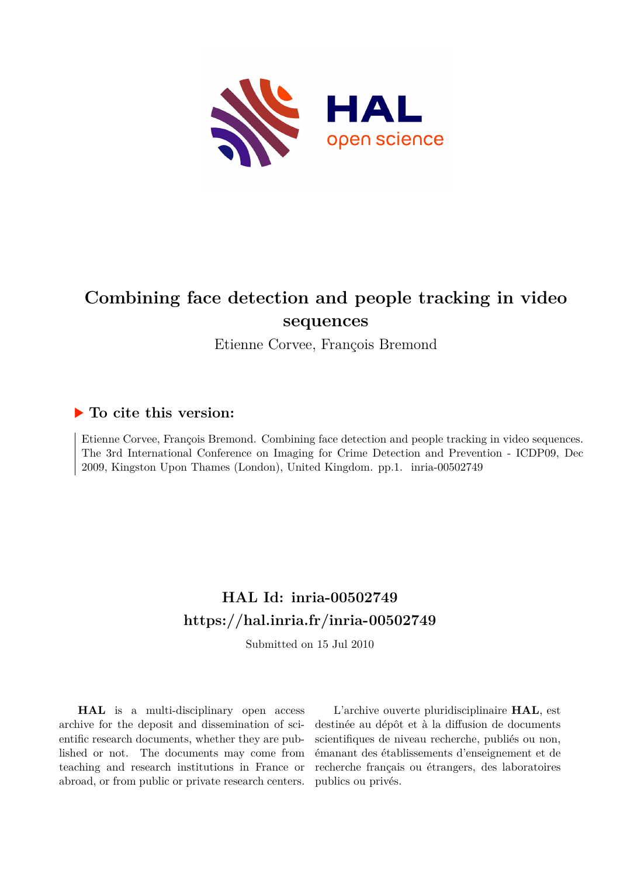# Combining face detection and people tracking in video sequences

Etienne Corvee, François Bremond

## ▶ To cite this version:

Etienne Corvee, François Bremond. Combining face detection and people tracking in video sequences. The 3rd International Conference on Imaging for Crime Detection and Prevention - ICDP09, Dec 2009, Kingston Upon Thames (London), United Kingdom. pp.1. inria-00502749

## HAL Id: inria-00502749

## https://hal.inria.fr/inria-00502749

Submitted on 15 Jul 2010

**HAL** is a multi-disciplinary open access archive for the deposit and dissemination of scientific research documents, whether they are published or not. The documents may come from teaching and research institutions in France or abroad, or from public or private research centers.

L'archive ouverte pluridisciplinaire **HAL**, est destinée au dépôt et à la diffusion de documents scientifiques de niveau recherche, publiés ou non, émanant des établissements d'enseignement et de recherche français ou étrangers, des laboratoires publics ou privés.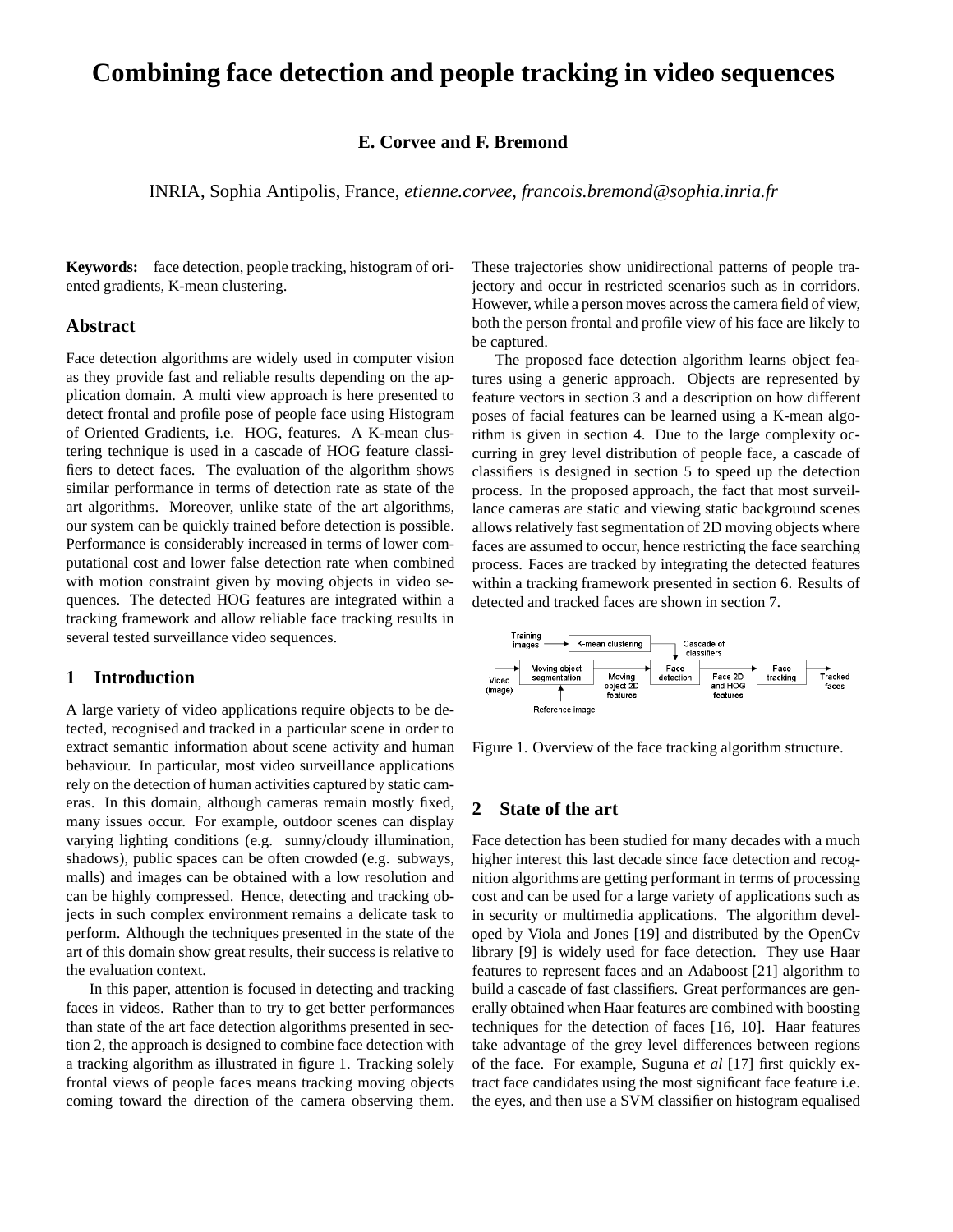# Combining face detection and people tracking in video sequences

**E. Corvee and F. Bremond**

INRIA, Sophia Antipolis, France, *etienne.corvee, francois.bremond@sophia.inria.fr*

**Keywords:** face detection, people tracking, histogram of oriented gradients, K-mean clustering.

## Abstract

Face detection algorithms are widely used in computer vision as they provide fast and reliable results depending on the application domain. A multi view approach is here presented to detect frontal and profile pose of people face using Histogram of Oriented Gradients, i.e. HOG, features. A K-mean clustering technique is used in a cascade of HOG feature classifiers to detect faces. The evaluation of the algorithm shows similar performance in terms of detection rate as state of the art algorithms. Moreover, unlike state of the art algorithms, our system can be quickly trained before detection is possible. Performance is considerably increased in terms of lower computational cost and lower false detection rate when combined with motion constraint given by moving objects in video sequences. The detected HOG features are integrated within a tracking framework and allow reliable face tracking results in several tested surveillance video sequences.

## 1 Introduction

A large variety of video applications require objects to be detected, recognised and tracked in a particular scene in order to extract semantic information about scene activity and human behaviour. In particular, most video surveillance applications rely on the detection of human activities captured by static cameras. In this domain, although cameras remain mostly fixed, many issues occur. For example, outdoor scenes can display varying lighting conditions (e.g. sunny/cloudy illumination, shadows), public spaces can be often crowded (e.g. subways, malls) and images can be obtained with a low resolution and can be highly compressed. Hence, detecting and tracking objects in such complex environment remains a delicate task to perform. Although the techniques presented in the state of the art of this domain show great results, their success is relative to the evaluation context.

In this paper, attention is focused in detecting and tracking faces in videos. Rather than to try to get better performances than state of the art face detection algorithms presented in section 2, the approach is designed to combine face detection with a tracking algorithm as illustrated in figure 1. Tracking solely frontal views of people faces means tracking moving objects coming toward the direction of the camera observing them. These trajectories show unidirectional patterns of people trajectory and occur in restricted scenarios such as in corridors. However, while a person moves across the camera field of view, both the person frontal and profile view of his face are likely to be captured.

The proposed face detection algorithm learns object features using a generic approach. Objects are represented by feature vectors in section 3 and a description on how different poses of facial features can be learned using a K-mean algorithm is given in section 4. Due to the large complexity occurring in grey level distribution of people face, a cascade of classifiers is designed in section 5 to speed up the detection process. In the proposed approach, the fact that most surveillance cameras are static and viewing static background scenes allows relatively fast segmentation of 2D moving objects where faces are assumed to occur, hence restricting the face searching process. Faces are tracked by integrating the detected features within a tracking framework presented in section 6. Results of detected and tracked faces are shown in section 7.

Figure 1. Overview of the face tracking algorithm structure.

## 2 State of the art

Face detection has been studied for many decades with a much higher interest this last decade since face detection and recognition algorithms are getting performant in terms of processing cost and can be used for a large variety of applications such as in security or multimedia applications. The algorithm developed by Viola and Jones [19] and distributed by the OpenCv library [9] is widely used for face detection. They use Haar features to represent faces and an Adaboost [21] algorithm to build a cascade of fast classifiers. Great performances are generally obtained when Haar features are combined with boosting techniques for the detection of faces [16, 10]. Haar features take advantage of the grey level differences between regions of the face. For example, Suguna *et al* [17] first quickly extract face candidates using the most significant face feature i.e. the eyes, and then use a SVM classifier on histogram equalised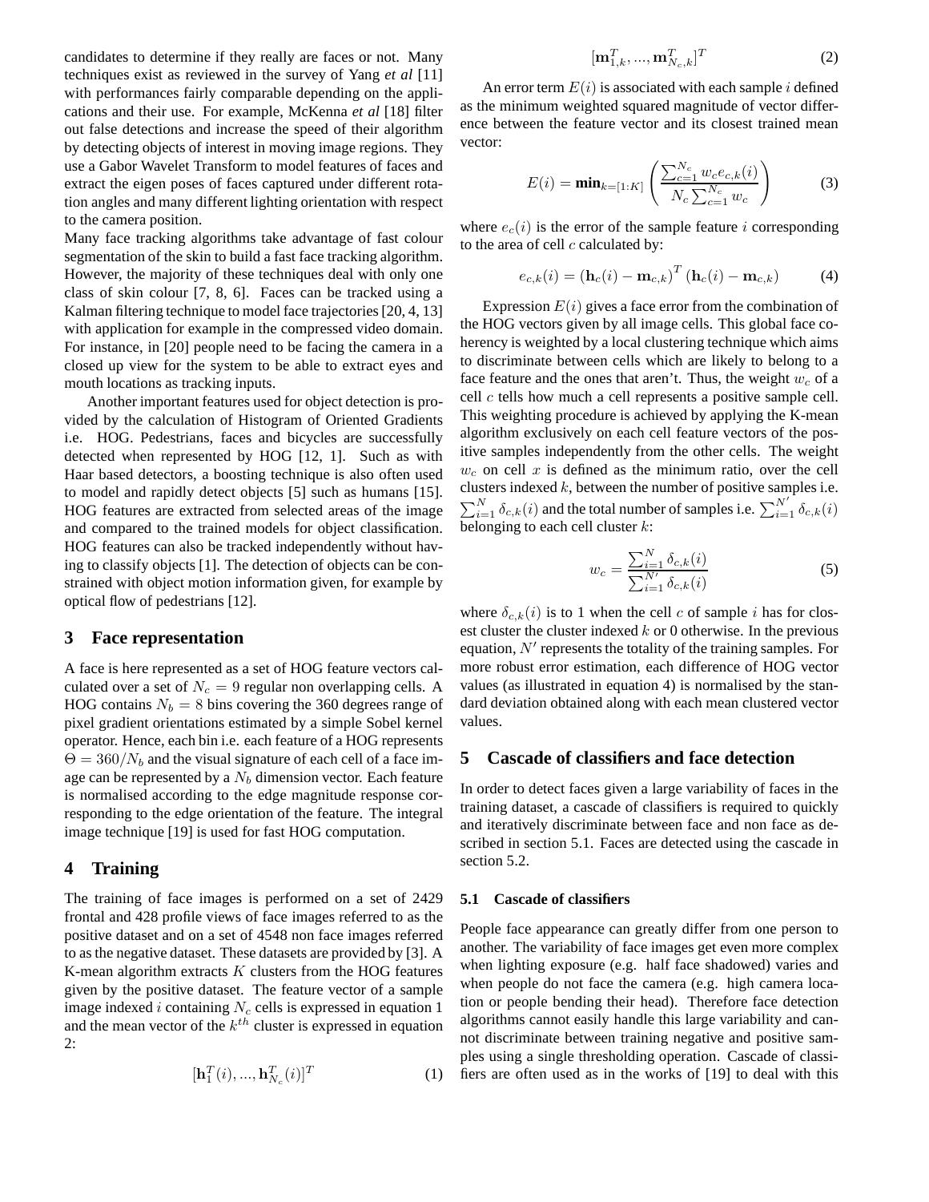candidates to determine if they really are faces or not. Many techniques exist as reviewed in the survey of Yang *et al* [11] with performances fairly comparable depending on the applications and their use. For example, McKenna *et al* [18] filter out false detections and increase the speed of their algorithm by detecting objects of interest in moving image regions. They use a Gabor Wavelet Transform to model features of faces and extract the eigen poses of faces captured under different rotation angles and many different lighting orientation with respect to the camera position.

Many face tracking algorithms take advantage of fast colour segmentation of the skin to build a fast face tracking algorithm. However, the majority of these techniques deal with only one class of skin colour [7, 8, 6]. Faces can be tracked using a Kalman filtering technique to model face trajectories [20, 4, 13] with application for example in the compressed video domain. For instance, in [20] people need to be facing the camera in a closed up view for the system to be able to extract eyes and mouth locations as tracking inputs.

Another important features used for object detection is provided by the calculation of Histogram of Oriented Gradients i.e. HOG. Pedestrians, faces and bicycles are successfully detected when represented by HOG [12, 1]. Such as with Haar based detectors, a boosting technique is also often used to model and rapidly detect objects [5] such as humans [15]. HOG features are extracted from selected areas of the image and compared to the trained models for object classification. HOG features can also be tracked independently without having to classify objects [1]. The detection of objects can be constrained with object motion information given, for example by optical flow of pedestrians [12].

## 3 Face representation

A face is here represented as a set of HOG feature vectors calculated over a set of $N_c = 9$ regular non overlapping cells. A HOG contains $N_b = 8$ bins covering the 360 degrees range of pixel gradient orientations estimated by a simple Sobel kernel operator. Hence, each bin i.e. each feature of a HOG represents $\Theta = 360/N_b$ and the visual signature of each cell of a face image can be represented by a $N_b$ dimension vector. Each feature is normalised according to the edge magnitude response corresponding to the edge orientation of the feature. The integral image technique [19] is used for fast HOG computation.

## 4 Training

The training of face images is performed on a set of 2429 frontal and 428 profile views of face images referred to as the positive dataset and on a set of 4548 non face images referred to as the negative dataset. These datasets are provided by [3]. A K-mean algorithm extracts $K$ clusters from the HOG features given by the positive dataset. The feature vector of a sample image indexed $i$ containing $N_c$ cells is expressed in equation 1 and the mean vector of the $k^{th}$ cluster is expressed in equation 2:

$$[\mathbf{h}_1^T(i), ..., \mathbf{h}_{N_c}^T(i)]^T \tag{1}$$

$$[\mathbf{m}_{1,k}^T, ..., \mathbf{m}_{N_c,k}^T]^T \tag{2}$$

An error term $E(i)$ is associated with each sample $i$ defined as the minimum weighted squared magnitude of vector difference between the feature vector and its closest trained mean vector:

$$E(i) = \mathbf{min}_{k=[1:K]} \left( \frac{\sum_{c=1}^{N_c} w_c e_{c,k}(i)}{N_c \sum_{c=1}^{N_c} w_c} \right) \tag{3}$$

where $e_c(i)$ is the error of the sample feature $i$ corresponding to the area of cell $c$ calculated by:

$$e_{c,k}(i) = (\mathbf{h}_c(i) - \mathbf{m}_{c,k})^T (\mathbf{h}_c(i) - \mathbf{m}_{c,k}) \tag{4}$$

Expression $E(i)$ gives a face error from the combination of the HOG vectors given by all image cells. This global face coherency is weighted by a local clustering technique which aims to discriminate between cells which are likely to belong to a face feature and the ones that aren't. Thus, the weight $w_c$ of a cell $c$ tells how much a cell represents a positive sample cell. This weighting procedure is achieved by applying the K-mean algorithm exclusively on each cell feature vectors of the positive samples independently from the other cells. The weight $w_c$ on cell $x$ is defined as the minimum ratio, over the cell clusters indexed $k$, between the number of positive samples i.e. $\sum_{i=1}^{N} \delta_{c,k}(i)$ and the total number of samples i.e. $\sum_{i=1}^{N'} \delta_{c,k}(i)$ belonging to each cell cluster $k$:

$$w_c = \frac{\sum_{i=1}^{N} \delta_{c,k}(i)}{\sum_{i=1}^{N'} \delta_{c,k}(i)} \tag{5}$$

where $\delta_{c,k}(i)$ is to 1 when the cell $c$ of sample $i$ has for closest cluster the cluster indexed $k$ or 0 otherwise. In the previous equation, $N'$ represents the totality of the training samples. For more robust error estimation, each difference of HOG vector values (as illustrated in equation 4) is normalised by the standard deviation obtained along with each mean clustered vector values.

## 5 Cascade of classifiers and face detection

In order to detect faces given a large variability of faces in the training dataset, a cascade of classifiers is required to quickly and iteratively discriminate between face and non face as described in section 5.1. Faces are detected using the cascade in section 5.2.

### 5.1 Cascade of classifiers

People face appearance can greatly differ from one person to another. The variability of face images get even more complex when lighting exposure (e.g. half face shadowed) varies and when people do not face the camera (e.g. high camera location or people bending their head). Therefore face detection algorithms cannot easily handle this large variability and cannot discriminate between training negative and positive samples using a single thresholding operation. Cascade of classifiers are often used as in the works of [19] to deal with this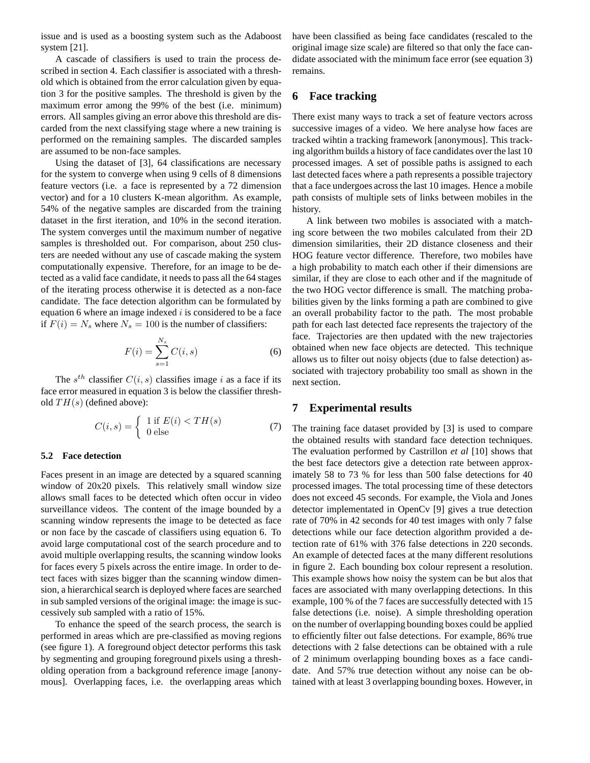issue and is used as a boosting system such as the Adaboost system [21].

A cascade of classifiers is used to train the process described in section 4. Each classifier is associated with a threshold which is obtained from the error calculation given by equation 3 for the positive samples. The threshold is given by the maximum error among the 99% of the best (i.e. minimum) errors. All samples giving an error above this threshold are discarded from the next classifying stage where a new training is performed on the remaining samples. The discarded samples are assumed to be non-face samples.

Using the dataset of [3], 64 classifications are necessary for the system to converge when using 9 cells of 8 dimensions feature vectors (i.e. a face is represented by a 72 dimension vector) and for a 10 clusters K-mean algorithm. As example, 54% of the negative samples are discarded from the training dataset in the first iteration, and 10% in the second iteration. The system converges until the maximum number of negative samples is thresholded out. For comparison, about 250 clusters are needed without any use of cascade making the system computationally expensive. Therefore, for an image to be detected as a valid face candidate, it needs to pass all the 64 stages of the iterating process otherwise it is detected as a non-face candidate. The face detection algorithm can be formulated by equation 6 where an image indexed $i$ is considered to be a face if $F(i) = N_s$ where $N_s = 100$ is the number of classifiers:

$$F(i) = \sum_{s=1}^{N_s} C(i, s) \tag{6}$$

The $s^{th}$ classifier $C(i, s)$ classifies image $i$ as a face if its face error measured in equation 3 is below the classifier threshold $TH(s)$ (defined above):

$$C(i, s) = \begin{cases} 1 \text{ if } E(i) < TH(s) \\ 0 \text{ else} \end{cases} \tag{7}$$

### 5.2 Face detection

Faces present in an image are detected by a squared scanning window of 20x20 pixels. This relatively small window size allows small faces to be detected which often occur in video surveillance videos. The content of the image bounded by a scanning window represents the image to be detected as face or non face by the cascade of classifiers using equation 6. To avoid large computational cost of the search procedure and to avoid multiple overlapping results, the scanning window looks for faces every 5 pixels across the entire image. In order to detect faces with sizes bigger than the scanning window dimension, a hierarchical search is deployed where faces are searched in sub sampled versions of the original image: the image is successively sub sampled with a ratio of 15%.

To enhance the speed of the search process, the search is performed in areas which are pre-classified as moving regions (see figure 1). A foreground object detector performs this task by segmenting and grouping foreground pixels using a thresholding operation from a background reference image [anonymous]. Overlapping faces, i.e. the overlapping areas which have been classified as being face candidates (rescaled to the original image size scale) are filtered so that only the face candidate associated with the minimum face error (see equation 3) remains.

## 6 Face tracking

There exist many ways to track a set of feature vectors across successive images of a video. We here analyse how faces are tracked wihtin a tracking framework [anonymous]. This tracking algorithm builds a history of face candidates over the last 10 processed images. A set of possible paths is assigned to each last detected faces where a path represents a possible trajectory that a face undergoes across the last 10 images. Hence a mobile path consists of multiple sets of links between mobiles in the history.

A link between two mobiles is associated with a matching score between the two mobiles calculated from their 2D dimension similarities, their 2D distance closeness and their HOG feature vector difference. Therefore, two mobiles have a high probability to match each other if their dimensions are similar, if they are close to each other and if the magnitude of the two HOG vector difference is small. The matching probabilities given by the links forming a path are combined to give an overall probability factor to the path. The most probable path for each last detected face represents the trajectory of the face. Trajectories are then updated with the new trajectories obtained when new face objects are detected. This technique allows us to filter out noisy objects (due to false detection) associated with trajectory probability too small as shown in the next section.

## 7 Experimental results

The training face dataset provided by [3] is used to compare the obtained results with standard face detection techniques. The evaluation performed by Castrillon *et al* [10] shows that the best face detectors give a detection rate between approximately 58 to 73 % for less than 500 false detections for 40 processed images. The total processing time of these detectors does not exceed 45 seconds. For example, the Viola and Jones detector implementated in OpenCv [9] gives a true detection rate of 70% in 42 seconds for 40 test images with only 7 false detections while our face detection algorithm provided a detection rate of 61% with 376 false detections in 220 seconds. An example of detected faces at the many different resolutions in figure 2. Each bounding box colour represent a resolution. This example shows how noisy the system can be but alos that faces are associated with many overlapping detections. In this example, 100 % of the 7 faces are successfully detected with 15 false detections (i.e. noise). A simple thresholding operation on the number of overlapping bounding boxes could be applied to efficiently filter out false detections. For example, 86% true detections with 2 false detections can be obtained with a rule of 2 minimum overlapping bounding boxes as a face candidate. And 57% true detection without any noise can be obtained with at least 3 overlapping bounding boxes. However, in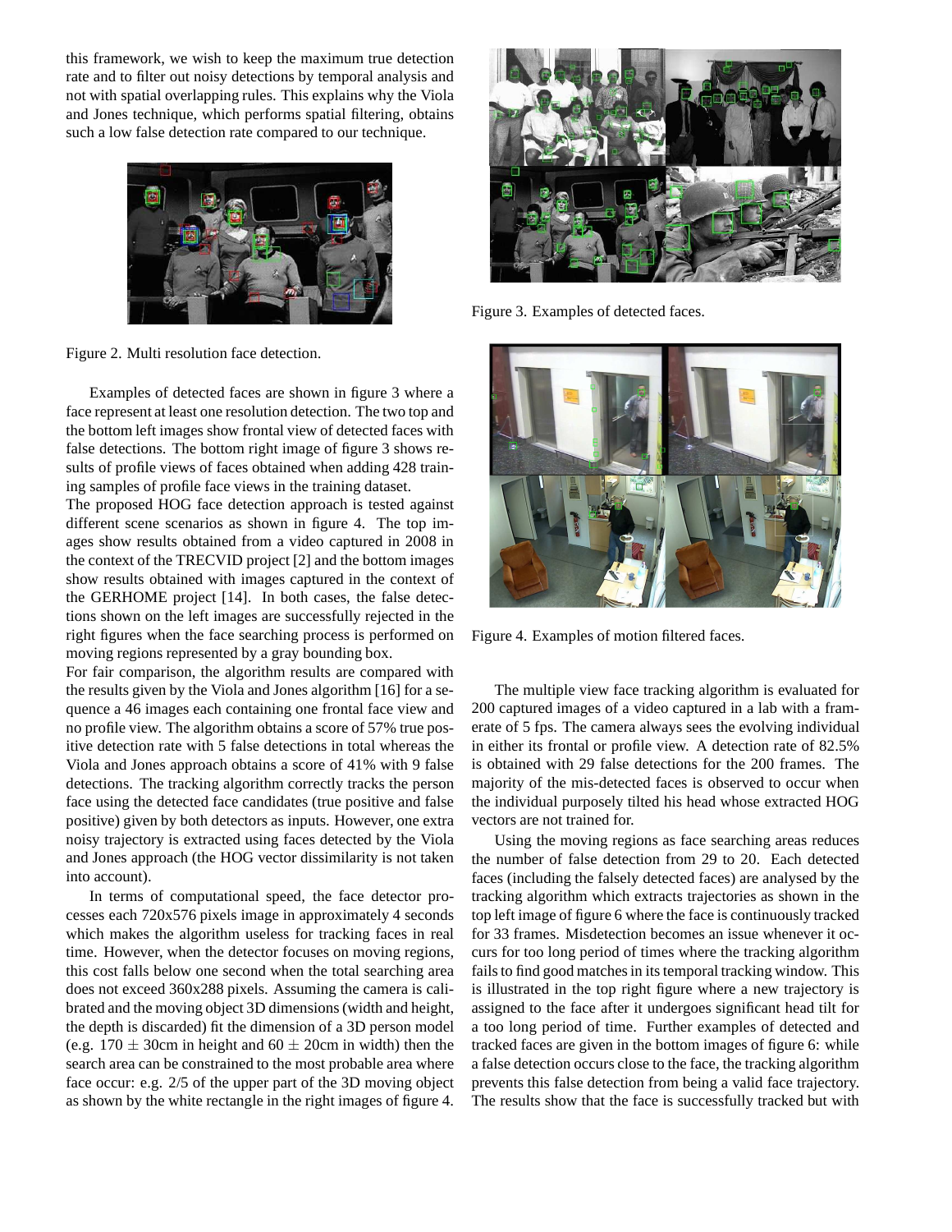this framework, we wish to keep the maximum true detection rate and to filter out noisy detections by temporal analysis and not with spatial overlapping rules. This explains why the Viola and Jones technique, which performs spatial filtering, obtains such a low false detection rate compared to our technique.

Figure 2. Multi resolution face detection.

Examples of detected faces are shown in figure 3 where a face represent at least one resolution detection. The two top and the bottom left images show frontal view of detected faces with false detections. The bottom right image of figure 3 shows results of profile views of faces obtained when adding 428 training samples of profile face views in the training dataset.

The proposed HOG face detection approach is tested against different scene scenarios as shown in figure 4. The top images show results obtained from a video captured in 2008 in the context of the TRECVID project [2] and the bottom images show results obtained with images captured in the context of the GERHOME project [14]. In both cases, the false detections shown on the left images are successfully rejected in the right figures when the face searching process is performed on moving regions represented by a gray bounding box.

For fair comparison, the algorithm results are compared with the results given by the Viola and Jones algorithm [16] for a sequence a 46 images each containing one frontal face view and no profile view. The algorithm obtains a score of 57% true positive detection rate with 5 false detections in total whereas the Viola and Jones approach obtains a score of 41% with 9 false detections. The tracking algorithm correctly tracks the person face using the detected face candidates (true positive and false positive) given by both detectors as inputs. However, one extra noisy trajectory is extracted using faces detected by the Viola and Jones approach (the HOG vector dissimilarity is not taken into account).

In terms of computational speed, the face detector processes each 720x576 pixels image in approximately 4 seconds which makes the algorithm useless for tracking faces in real time. However, when the detector focuses on moving regions, this cost falls below one second when the total searching area does not exceed 360x288 pixels. Assuming the camera is calibrated and the moving object 3D dimensions (width and height, the depth is discarded) fit the dimension of a 3D person model (e.g. $170 \pm 30$cm in height and $60 \pm 20$cm in width) then the search area can be constrained to the most probable area where face occur: e.g. 2/5 of the upper part of the 3D moving object as shown by the white rectangle in the right images of figure 4.

Figure 3. Examples of detected faces.

Figure 4. Examples of motion filtered faces.

The multiple view face tracking algorithm is evaluated for 200 captured images of a video captured in a lab with a framerate of 5 fps. The camera always sees the evolving individual in either its frontal or profile view. A detection rate of 82.5% is obtained with 29 false detections for the 200 frames. The majority of the mis-detected faces is observed to occur when the individual purposely tilted his head whose extracted HOG vectors are not trained for.

Using the moving regions as face searching areas reduces the number of false detection from 29 to 20. Each detected faces (including the falsely detected faces) are analysed by the tracking algorithm which extracts trajectories as shown in the top left image of figure 6 where the face is continuously tracked for 33 frames. Misdetection becomes an issue whenever it occurs for too long period of times where the tracking algorithm fails to find good matches in its temporal tracking window. This is illustrated in the top right figure where a new trajectory is assigned to the face after it undergoes significant head tilt for a too long period of time. Further examples of detected and tracked faces are given in the bottom images of figure 6: while a false detection occurs close to the face, the tracking algorithm prevents this false detection from being a valid face trajectory. The results show that the face is successfully tracked but with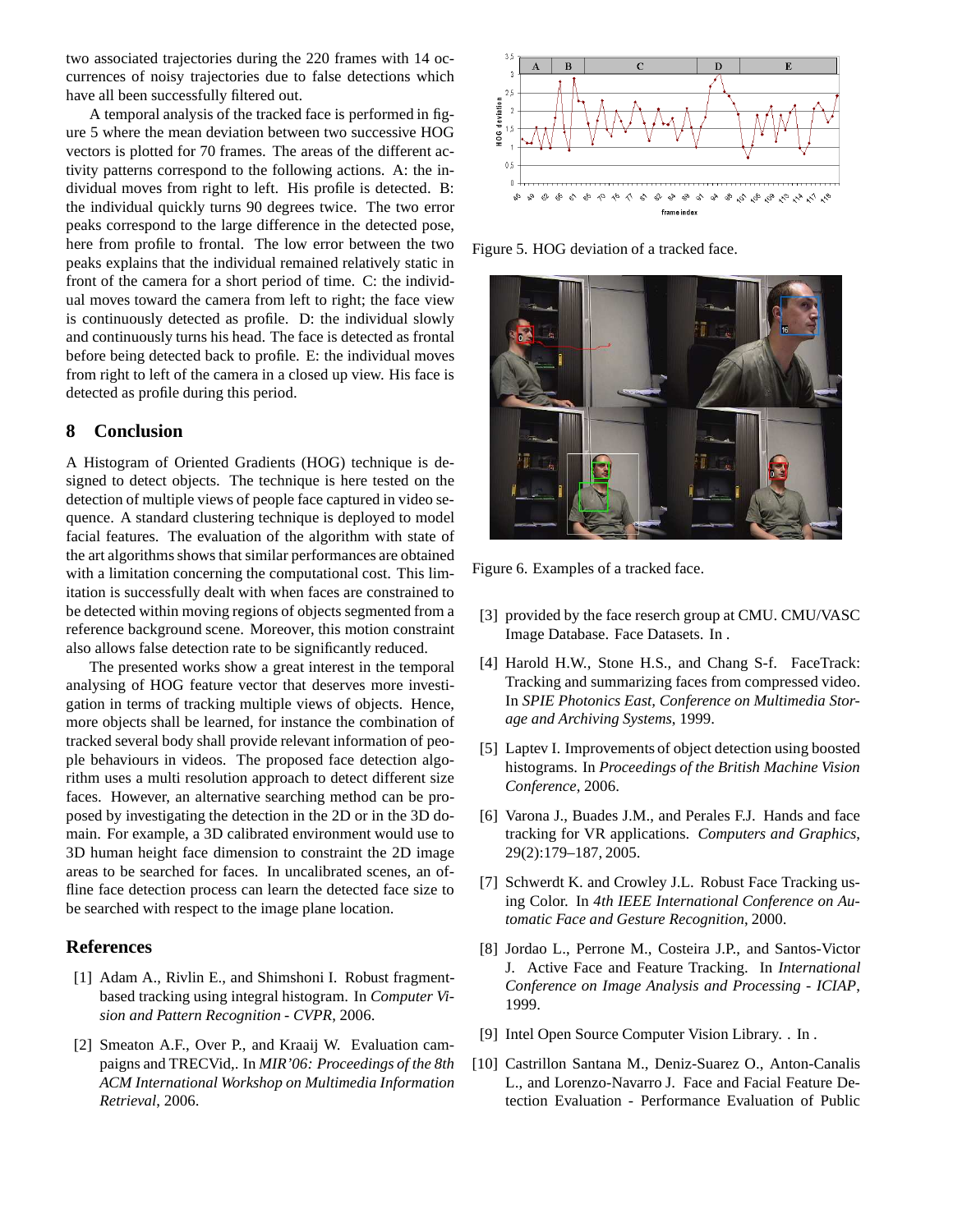two associated trajectories during the 220 frames with 14 occurrences of noisy trajectories due to false detections which have all been successfully filtered out.

A temporal analysis of the tracked face is performed in figure 5 where the mean deviation between two successive HOG vectors is plotted for 70 frames. The areas of the different activity patterns correspond to the following actions. A: the individual moves from right to left. His profile is detected. B: the individual quickly turns 90 degrees twice. The two error peaks correspond to the large difference in the detected pose, here from profile to frontal. The low error between the two peaks explains that the individual remained relatively static in front of the camera for a short period of time. C: the individual moves toward the camera from left to right; the face view is continuously detected as profile. D: the individual slowly and continuously turns his head. The face is detected as frontal before being detected back to profile. E: the individual moves from right to left of the camera in a closed up view. His face is detected as profile during this period.

Figure 5. HOG deviation of a tracked face.

Figure 6. Examples of a tracked face.

## 8 Conclusion

A Histogram of Oriented Gradients (HOG) technique is designed to detect objects. The technique is here tested on the detection of multiple views of people face captured in video sequence. A standard clustering technique is deployed to model facial features. The evaluation of the algorithm with state of the art algorithms shows that similar performances are obtained with a limitation concerning the computational cost. This limitation is successfully dealt with when faces are constrained to be detected within moving regions of objects segmented from a reference background scene. Moreover, this motion constraint also allows false detection rate to be significantly reduced.

The presented works show a great interest in the temporal analysing of HOG feature vector that deserves more investigation in terms of tracking multiple views of objects. Hence, more objects shall be learned, for instance the combination of tracked several body shall provide relevant information of people behaviours in videos. The proposed face detection algorithm uses a multi resolution approach to detect different size faces. However, an alternative searching method can be proposed by investigating the detection in the 2D or in the 3D domain. For example, a 3D calibrated environment would use to 3D human height face dimension to constraint the 2D image areas to be searched for faces. In uncalibrated scenes, an offline face detection process can learn the detected face size to be searched with respect to the image plane location.

## References

[1] Adam A., Rivlin E., and Shimshoni I. Robust fragment-based tracking using integral histogram. In *Computer Vision and Pattern Recognition - CVPR*, 2006.

[2] Smeaton A.F., Over P., and Kraaij W. Evaluation campaigns and TRECVid,. In *MIR'06: Proceedings of the 8th ACM International Workshop on Multimedia Information Retrieval*, 2006.

[3] provided by the face reserch group at CMU. CMU/VASC Image Database. Face Datasets. In .

[4] Harold H.W., Stone H.S., and Chang S-f. FaceTrack: Tracking and summarizing faces from compressed video. In *SPIE Photonics East, Conference on Multimedia Storage and Archiving Systems*, 1999.

[5] Laptev I. Improvements of object detection using boosted histograms. In *Proceedings of the British Machine Vision Conference*, 2006.

[6] Varona J., Buades J.M., and Perales F.J. Hands and face tracking for VR applications. *Computers and Graphics*, 29(2):179–187, 2005.

[7] Schwerdt K. and Crowley J.L. Robust Face Tracking using Color. In *4th IEEE International Conference on Automatic Face and Gesture Recognition*, 2000.

[8] Jordao L., Perrone M., Costeira J.P., and Santos-Victor J. Active Face and Feature Tracking. In *International Conference on Image Analysis and Processing - ICIAP*, 1999.

[9] Intel Open Source Computer Vision Library. . In .

[10] Castrillon Santana M., Deniz-Suarez O., Anton-Canalis L., and Lorenzo-Navarro J. Face and Facial Feature Detection Evaluation - Performance Evaluation of Public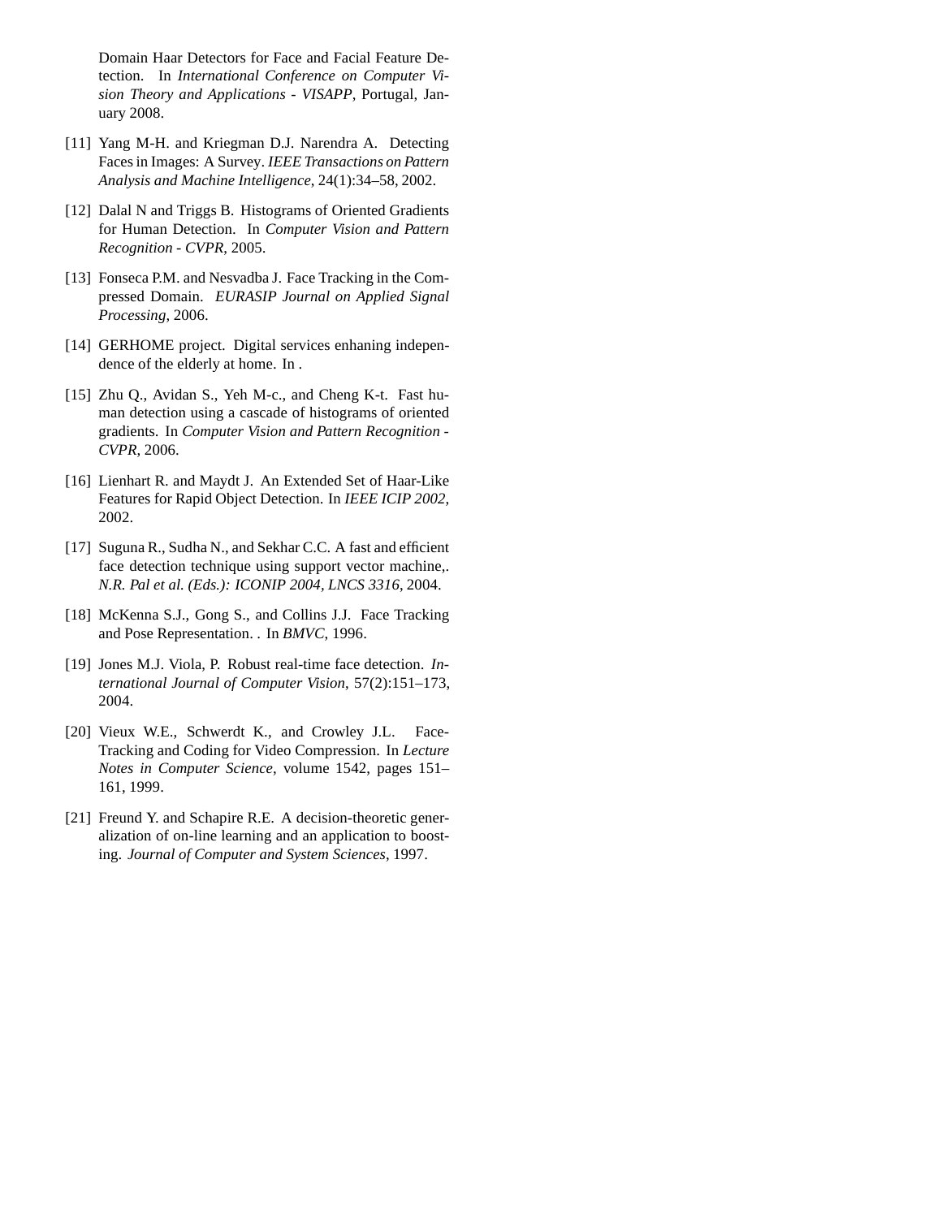Domain Haar Detectors for Face and Facial Feature Detection. In *International Conference on Computer Vision Theory and Applications - VISAPP*, Portugal, January 2008.

[11] Yang M-H. and Kriegman D.J. Narendra A. Detecting Faces in Images: A Survey. *IEEE Transactions on Pattern Analysis and Machine Intelligence*, 24(1):34–58, 2002.

[12] Dalal N and Triggs B. Histograms of Oriented Gradients for Human Detection. In *Computer Vision and Pattern Recognition - CVPR*, 2005.

[13] Fonseca P.M. and Nesvadba J. Face Tracking in the Compressed Domain. *EURASIP Journal on Applied Signal Processing*, 2006.

[14] GERHOME project. Digital services enhaning independence of the elderly at home. In .

[15] Zhu Q., Avidan S., Yeh M-c., and Cheng K-t. Fast human detection using a cascade of histograms of oriented gradients. In *Computer Vision and Pattern Recognition - CVPR*, 2006.

[16] Lienhart R. and Maydt J. An Extended Set of Haar-Like Features for Rapid Object Detection. In *IEEE ICIP 2002*, 2002.

[17] Suguna R., Sudha N., and Sekhar C.C. A fast and efficient face detection technique using support vector machine,. *N.R. Pal et al. (Eds.): ICONIP 2004, LNCS 3316*, 2004.

[18] McKenna S.J., Gong S., and Collins J.J. Face Tracking and Pose Representation. . In *BMVC*, 1996.

[19] Jones M.J. Viola, P. Robust real-time face detection. *International Journal of Computer Vision*, 57(2):151–173, 2004.

[20] Vieux W.E., Schwerdt K., and Crowley J.L. Face-Tracking and Coding for Video Compression. In *Lecture Notes in Computer Science*, volume 1542, pages 151–161, 1999.

[21] Freund Y. and Schapire R.E. A decision-theoretic generalization of on-line learning and an application to boosting. *Journal of Computer and System Sciences*, 1997.